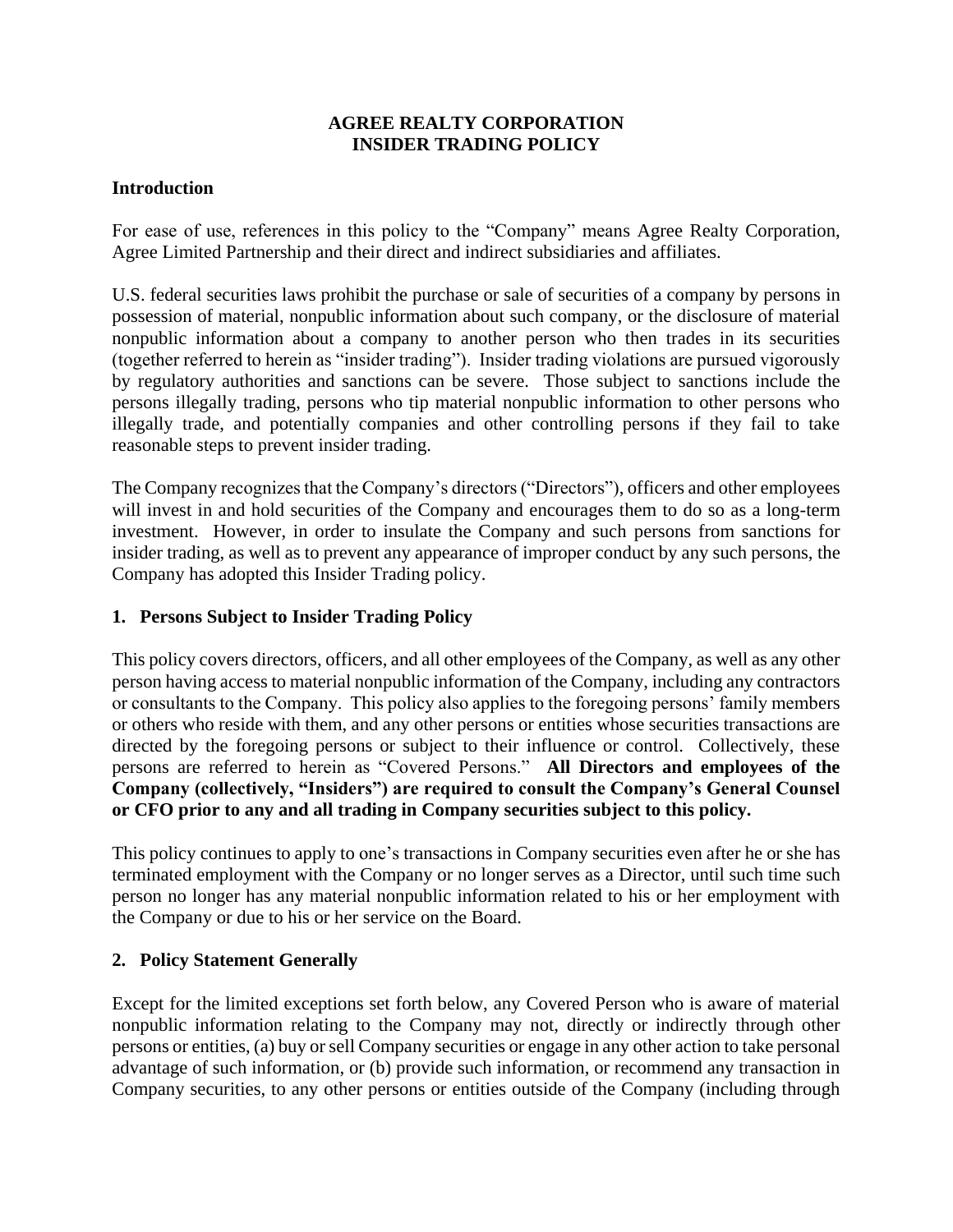# AGREE REALTY CORPORATION
# INSIDER TRADING POLICY

## Introduction

For ease of use, references in this policy to the "Company" means Agree Realty Corporation, Agree Limited Partnership and their direct and indirect subsidiaries and affiliates.

U.S. federal securities laws prohibit the purchase or sale of securities of a company by persons in possession of material, nonpublic information about such company, or the disclosure of material nonpublic information about a company to another person who then trades in its securities (together referred to herein as "insider trading"). Insider trading violations are pursued vigorously by regulatory authorities and sanctions can be severe. Those subject to sanctions include the persons illegally trading, persons who tip material nonpublic information to other persons who illegally trade, and potentially companies and other controlling persons if they fail to take reasonable steps to prevent insider trading.

The Company recognizes that the Company's directors ("Directors"), officers and other employees will invest in and hold securities of the Company and encourages them to do so as a long-term investment. However, in order to insulate the Company and such persons from sanctions for insider trading, as well as to prevent any appearance of improper conduct by any such persons, the Company has adopted this Insider Trading policy.

## 1. Persons Subject to Insider Trading Policy

This policy covers directors, officers, and all other employees of the Company, as well as any other person having access to material nonpublic information of the Company, including any contractors or consultants to the Company. This policy also applies to the foregoing persons' family members or others who reside with them, and any other persons or entities whose securities transactions are directed by the foregoing persons or subject to their influence or control. Collectively, these persons are referred to herein as "Covered Persons." **All Directors and employees of the Company (collectively, "Insiders") are required to consult the Company's General Counsel or CFO prior to any and all trading in Company securities subject to this policy.**

This policy continues to apply to one's transactions in Company securities even after he or she has terminated employment with the Company or no longer serves as a Director, until such time such person no longer has any material nonpublic information related to his or her employment with the Company or due to his or her service on the Board.

## 2. Policy Statement Generally

Except for the limited exceptions set forth below, any Covered Person who is aware of material nonpublic information relating to the Company may not, directly or indirectly through other persons or entities, (a) buy or sell Company securities or engage in any other action to take personal advantage of such information, or (b) provide such information, or recommend any transaction in Company securities, to any other persons or entities outside of the Company (including through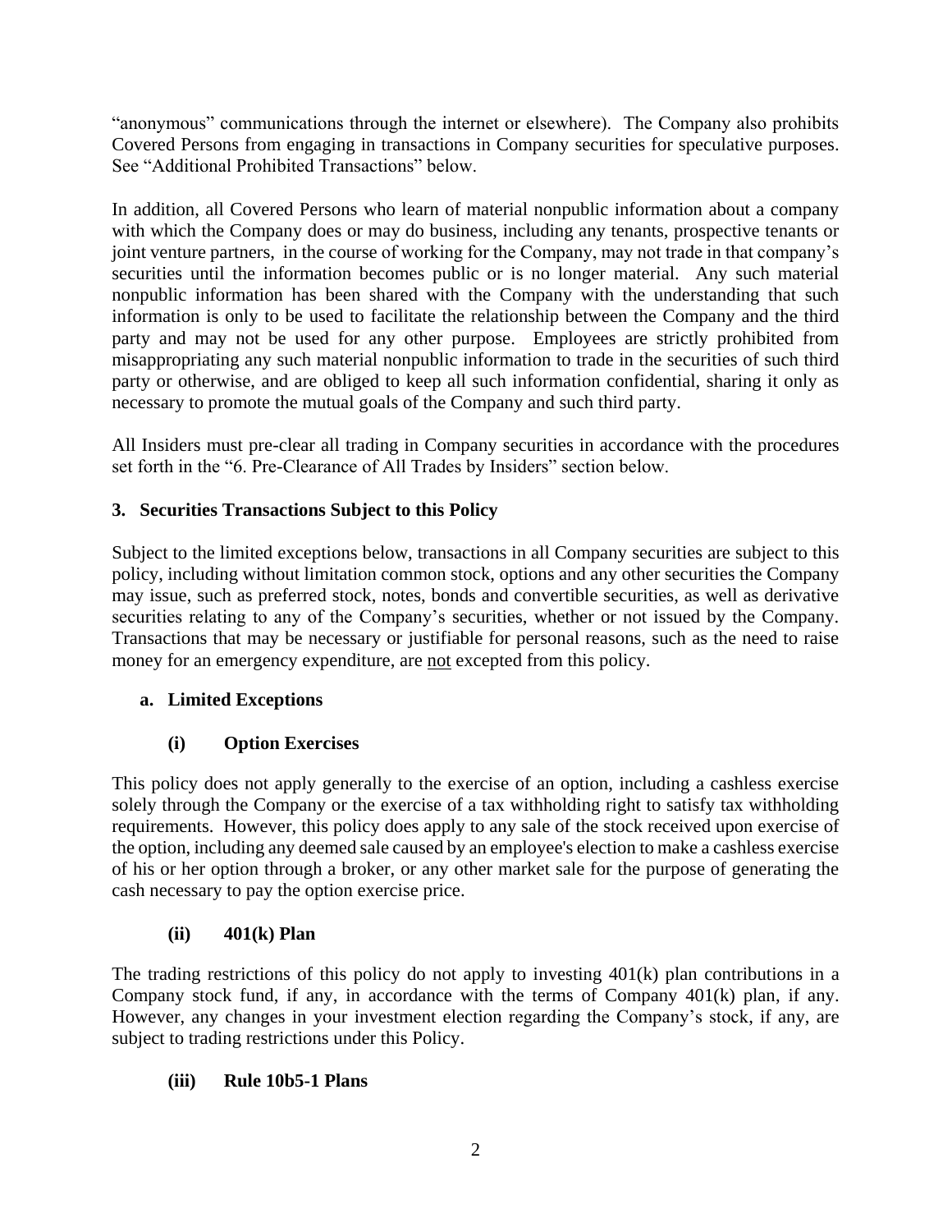"anonymous" communications through the internet or elsewhere). The Company also prohibits Covered Persons from engaging in transactions in Company securities for speculative purposes. See "Additional Prohibited Transactions" below.

In addition, all Covered Persons who learn of material nonpublic information about a company with which the Company does or may do business, including any tenants, prospective tenants or joint venture partners, in the course of working for the Company, may not trade in that company's securities until the information becomes public or is no longer material. Any such material nonpublic information has been shared with the Company with the understanding that such information is only to be used to facilitate the relationship between the Company and the third party and may not be used for any other purpose. Employees are strictly prohibited from misappropriating any such material nonpublic information to trade in the securities of such third party or otherwise, and are obliged to keep all such information confidential, sharing it only as necessary to promote the mutual goals of the Company and such third party.

All Insiders must pre-clear all trading in Company securities in accordance with the procedures set forth in the "6. Pre-Clearance of All Trades by Insiders" section below.

## 3. Securities Transactions Subject to this Policy

Subject to the limited exceptions below, transactions in all Company securities are subject to this policy, including without limitation common stock, options and any other securities the Company may issue, such as preferred stock, notes, bonds and convertible securities, as well as derivative securities relating to any of the Company's securities, whether or not issued by the Company. Transactions that may be necessary or justifiable for personal reasons, such as the need to raise money for an emergency expenditure, are not excepted from this policy.

### a. Limited Exceptions

#### (i) Option Exercises

This policy does not apply generally to the exercise of an option, including a cashless exercise solely through the Company or the exercise of a tax withholding right to satisfy tax withholding requirements. However, this policy does apply to any sale of the stock received upon exercise of the option, including any deemed sale caused by an employee's election to make a cashless exercise of his or her option through a broker, or any other market sale for the purpose of generating the cash necessary to pay the option exercise price.

#### (ii) 401(k) Plan

The trading restrictions of this policy do not apply to investing 401(k) plan contributions in a Company stock fund, if any, in accordance with the terms of Company 401(k) plan, if any. However, any changes in your investment election regarding the Company's stock, if any, are subject to trading restrictions under this Policy.

#### (iii) Rule 10b5-1 Plans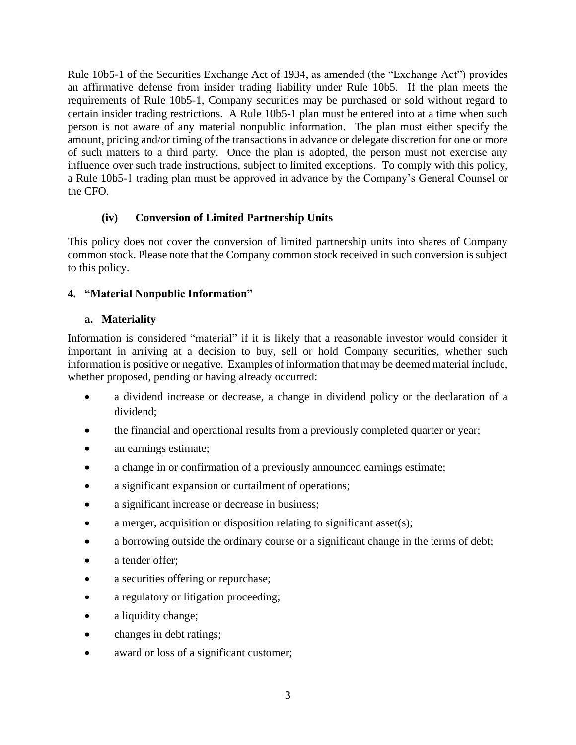Rule 10b5-1 of the Securities Exchange Act of 1934, as amended (the "Exchange Act") provides an affirmative defense from insider trading liability under Rule 10b5. If the plan meets the requirements of Rule 10b5-1, Company securities may be purchased or sold without regard to certain insider trading restrictions. A Rule 10b5-1 plan must be entered into at a time when such person is not aware of any material nonpublic information. The plan must either specify the amount, pricing and/or timing of the transactions in advance or delegate discretion for one or more of such matters to a third party. Once the plan is adopted, the person must not exercise any influence over such trade instructions, subject to limited exceptions. To comply with this policy, a Rule 10b5-1 trading plan must be approved in advance by the Company's General Counsel or the CFO.

#### (iv) Conversion of Limited Partnership Units

This policy does not cover the conversion of limited partnership units into shares of Company common stock. Please note that the Company common stock received in such conversion is subject to this policy.

## 4. "Material Nonpublic Information"

### a. Materiality

Information is considered "material" if it is likely that a reasonable investor would consider it important in arriving at a decision to buy, sell or hold Company securities, whether such information is positive or negative. Examples of information that may be deemed material include, whether proposed, pending or having already occurred:

- a dividend increase or decrease, a change in dividend policy or the declaration of a dividend;
- the financial and operational results from a previously completed quarter or year;
- an earnings estimate;
- a change in or confirmation of a previously announced earnings estimate;
- a significant expansion or curtailment of operations;
- a significant increase or decrease in business;
- a merger, acquisition or disposition relating to significant asset(s);
- a borrowing outside the ordinary course or a significant change in the terms of debt;
- a tender offer;
- a securities offering or repurchase;
- a regulatory or litigation proceeding;
- a liquidity change;
- changes in debt ratings;
- award or loss of a significant customer;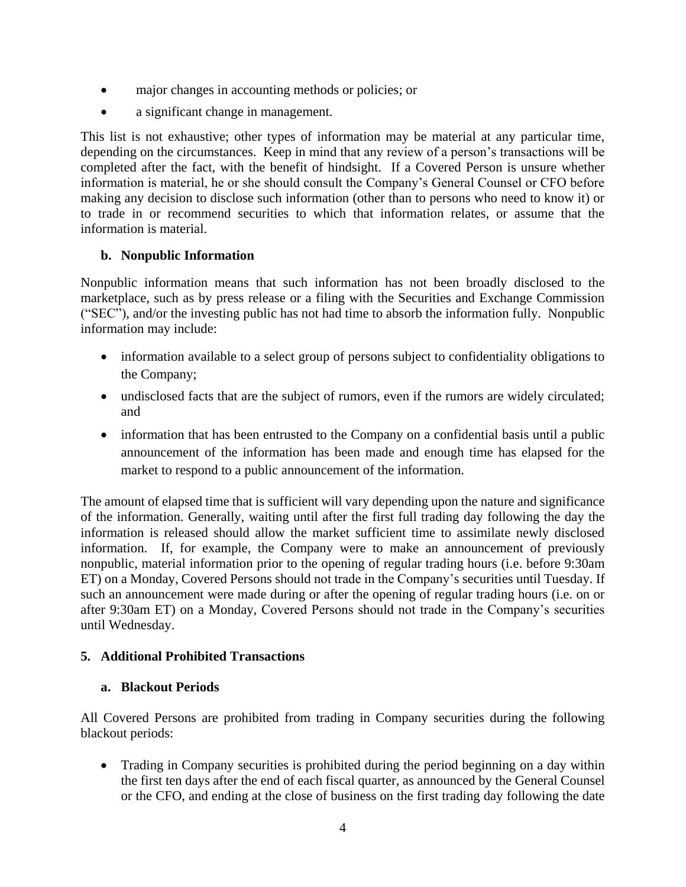- major changes in accounting methods or policies; or
- a significant change in management.

This list is not exhaustive; other types of information may be material at any particular time, depending on the circumstances. Keep in mind that any review of a person's transactions will be completed after the fact, with the benefit of hindsight. If a Covered Person is unsure whether information is material, he or she should consult the Company's General Counsel or CFO before making any decision to disclose such information (other than to persons who need to know it) or to trade in or recommend securities to which that information relates, or assume that the information is material.

### b. Nonpublic Information

Nonpublic information means that such information has not been broadly disclosed to the marketplace, such as by press release or a filing with the Securities and Exchange Commission ("SEC"), and/or the investing public has not had time to absorb the information fully. Nonpublic information may include:

- information available to a select group of persons subject to confidentiality obligations to the Company;
- undisclosed facts that are the subject of rumors, even if the rumors are widely circulated; and
- information that has been entrusted to the Company on a confidential basis until a public announcement of the information has been made and enough time has elapsed for the market to respond to a public announcement of the information.

The amount of elapsed time that is sufficient will vary depending upon the nature and significance of the information. Generally, waiting until after the first full trading day following the day the information is released should allow the market sufficient time to assimilate newly disclosed information. If, for example, the Company were to make an announcement of previously nonpublic, material information prior to the opening of regular trading hours (i.e. before 9:30am ET) on a Monday, Covered Persons should not trade in the Company's securities until Tuesday. If such an announcement were made during or after the opening of regular trading hours (i.e. on or after 9:30am ET) on a Monday, Covered Persons should not trade in the Company's securities until Wednesday.

## 5. Additional Prohibited Transactions

### a. Blackout Periods

All Covered Persons are prohibited from trading in Company securities during the following blackout periods:

- Trading in Company securities is prohibited during the period beginning on a day within the first ten days after the end of each fiscal quarter, as announced by the General Counsel or the CFO, and ending at the close of business on the first trading day following the date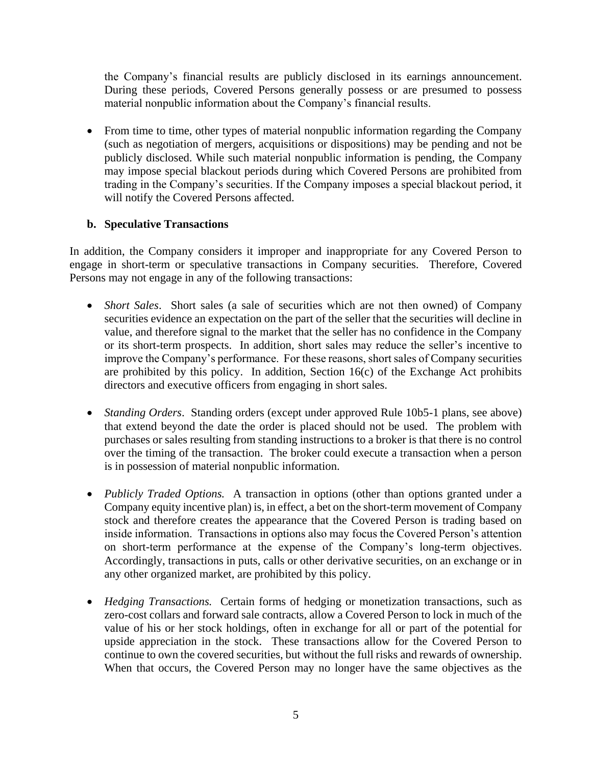the Company's financial results are publicly disclosed in its earnings announcement. During these periods, Covered Persons generally possess or are presumed to possess material nonpublic information about the Company's financial results.

- From time to time, other types of material nonpublic information regarding the Company (such as negotiation of mergers, acquisitions or dispositions) may be pending and not be publicly disclosed. While such material nonpublic information is pending, the Company may impose special blackout periods during which Covered Persons are prohibited from trading in the Company's securities. If the Company imposes a special blackout period, it will notify the Covered Persons affected.

### b. Speculative Transactions

In addition, the Company considers it improper and inappropriate for any Covered Person to engage in short-term or speculative transactions in Company securities. Therefore, Covered Persons may not engage in any of the following transactions:

- *Short Sales*. Short sales (a sale of securities which are not then owned) of Company securities evidence an expectation on the part of the seller that the securities will decline in value, and therefore signal to the market that the seller has no confidence in the Company or its short-term prospects. In addition, short sales may reduce the seller's incentive to improve the Company's performance. For these reasons, short sales of Company securities are prohibited by this policy. In addition, Section 16(c) of the Exchange Act prohibits directors and executive officers from engaging in short sales.

- *Standing Orders*. Standing orders (except under approved Rule 10b5-1 plans, see above) that extend beyond the date the order is placed should not be used. The problem with purchases or sales resulting from standing instructions to a broker is that there is no control over the timing of the transaction. The broker could execute a transaction when a person is in possession of material nonpublic information.

- *Publicly Traded Options.* A transaction in options (other than options granted under a Company equity incentive plan) is, in effect, a bet on the short-term movement of Company stock and therefore creates the appearance that the Covered Person is trading based on inside information. Transactions in options also may focus the Covered Person's attention on short-term performance at the expense of the Company's long-term objectives. Accordingly, transactions in puts, calls or other derivative securities, on an exchange or in any other organized market, are prohibited by this policy.

- *Hedging Transactions.* Certain forms of hedging or monetization transactions, such as zero-cost collars and forward sale contracts, allow a Covered Person to lock in much of the value of his or her stock holdings, often in exchange for all or part of the potential for upside appreciation in the stock. These transactions allow for the Covered Person to continue to own the covered securities, but without the full risks and rewards of ownership. When that occurs, the Covered Person may no longer have the same objectives as the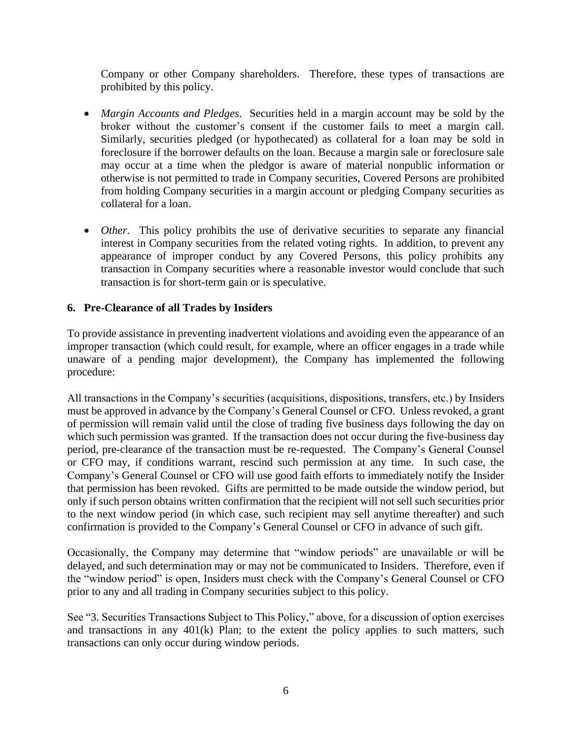Company or other Company shareholders. Therefore, these types of transactions are prohibited by this policy.

- *Margin Accounts and Pledges*. Securities held in a margin account may be sold by the broker without the customer's consent if the customer fails to meet a margin call. Similarly, securities pledged (or hypothecated) as collateral for a loan may be sold in foreclosure if the borrower defaults on the loan. Because a margin sale or foreclosure sale may occur at a time when the pledgor is aware of material nonpublic information or otherwise is not permitted to trade in Company securities, Covered Persons are prohibited from holding Company securities in a margin account or pledging Company securities as collateral for a loan.

- *Other*. This policy prohibits the use of derivative securities to separate any financial interest in Company securities from the related voting rights. In addition, to prevent any appearance of improper conduct by any Covered Persons, this policy prohibits any transaction in Company securities where a reasonable investor would conclude that such transaction is for short-term gain or is speculative.

## 6. Pre-Clearance of all Trades by Insiders

To provide assistance in preventing inadvertent violations and avoiding even the appearance of an improper transaction (which could result, for example, where an officer engages in a trade while unaware of a pending major development), the Company has implemented the following procedure:

All transactions in the Company's securities (acquisitions, dispositions, transfers, etc.) by Insiders must be approved in advance by the Company's General Counsel or CFO. Unless revoked, a grant of permission will remain valid until the close of trading five business days following the day on which such permission was granted. If the transaction does not occur during the five-business day period, pre-clearance of the transaction must be re-requested. The Company's General Counsel or CFO may, if conditions warrant, rescind such permission at any time. In such case, the Company's General Counsel or CFO will use good faith efforts to immediately notify the Insider that permission has been revoked. Gifts are permitted to be made outside the window period, but only if such person obtains written confirmation that the recipient will not sell such securities prior to the next window period (in which case, such recipient may sell anytime thereafter) and such confirmation is provided to the Company's General Counsel or CFO in advance of such gift.

Occasionally, the Company may determine that "window periods" are unavailable or will be delayed, and such determination may or may not be communicated to Insiders. Therefore, even if the "window period" is open, Insiders must check with the Company's General Counsel or CFO prior to any and all trading in Company securities subject to this policy.

See "3. Securities Transactions Subject to This Policy," above, for a discussion of option exercises and transactions in any 401(k) Plan; to the extent the policy applies to such matters, such transactions can only occur during window periods.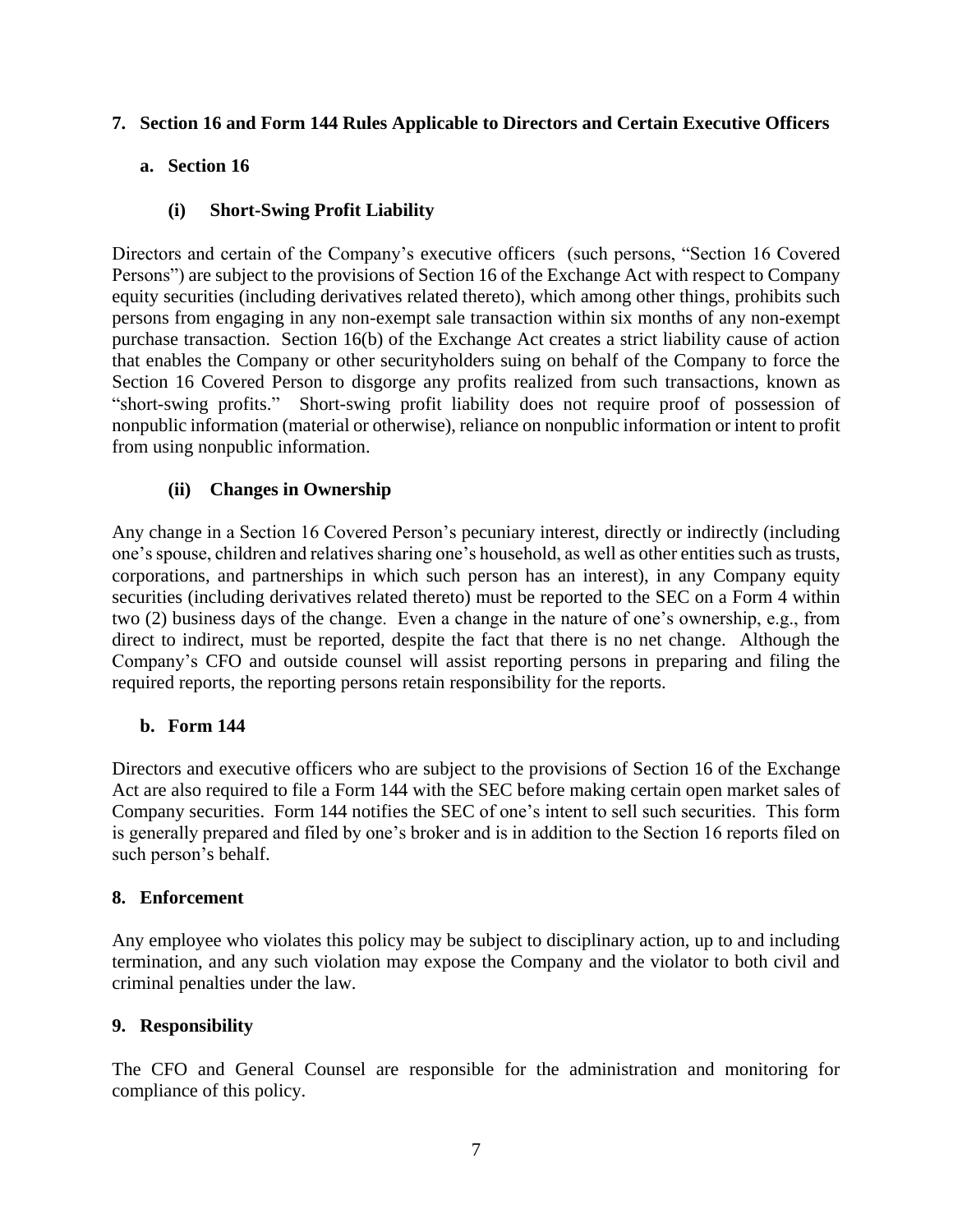## 7. Section 16 and Form 144 Rules Applicable to Directors and Certain Executive Officers

### a. Section 16

#### (i) Short-Swing Profit Liability

Directors and certain of the Company's executive officers (such persons, "Section 16 Covered Persons") are subject to the provisions of Section 16 of the Exchange Act with respect to Company equity securities (including derivatives related thereto), which among other things, prohibits such persons from engaging in any non-exempt sale transaction within six months of any non-exempt purchase transaction. Section 16(b) of the Exchange Act creates a strict liability cause of action that enables the Company or other securityholders suing on behalf of the Company to force the Section 16 Covered Person to disgorge any profits realized from such transactions, known as "short-swing profits." Short-swing profit liability does not require proof of possession of nonpublic information (material or otherwise), reliance on nonpublic information or intent to profit from using nonpublic information.

#### (ii) Changes in Ownership

Any change in a Section 16 Covered Person's pecuniary interest, directly or indirectly (including one's spouse, children and relatives sharing one's household, as well as other entities such as trusts, corporations, and partnerships in which such person has an interest), in any Company equity securities (including derivatives related thereto) must be reported to the SEC on a Form 4 within two (2) business days of the change. Even a change in the nature of one's ownership, e.g., from direct to indirect, must be reported, despite the fact that there is no net change. Although the Company's CFO and outside counsel will assist reporting persons in preparing and filing the required reports, the reporting persons retain responsibility for the reports.

### b. Form 144

Directors and executive officers who are subject to the provisions of Section 16 of the Exchange Act are also required to file a Form 144 with the SEC before making certain open market sales of Company securities. Form 144 notifies the SEC of one's intent to sell such securities. This form is generally prepared and filed by one's broker and is in addition to the Section 16 reports filed on such person's behalf.

## 8. Enforcement

Any employee who violates this policy may be subject to disciplinary action, up to and including termination, and any such violation may expose the Company and the violator to both civil and criminal penalties under the law.

## 9. Responsibility

The CFO and General Counsel are responsible for the administration and monitoring for compliance of this policy.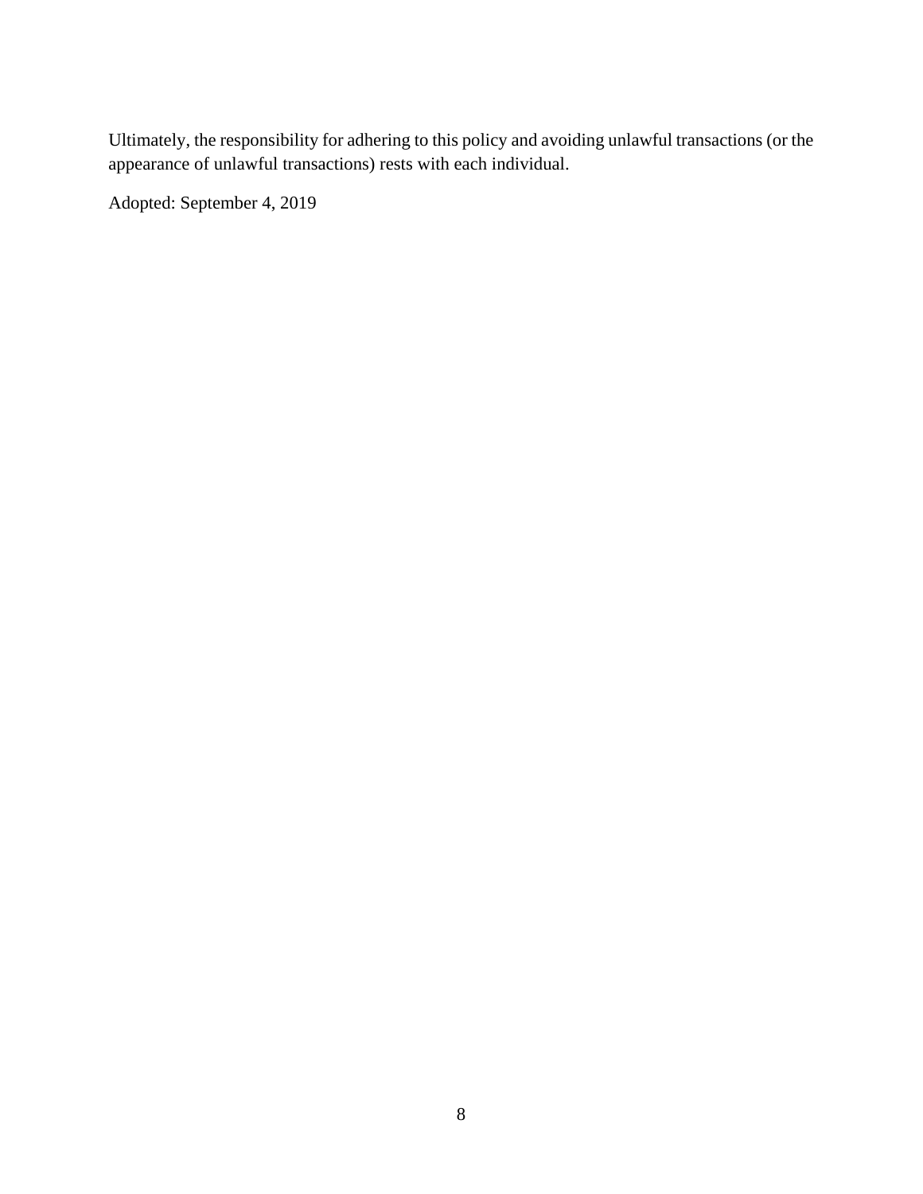Ultimately, the responsibility for adhering to this policy and avoiding unlawful transactions (or the appearance of unlawful transactions) rests with each individual.

Adopted: September 4, 2019